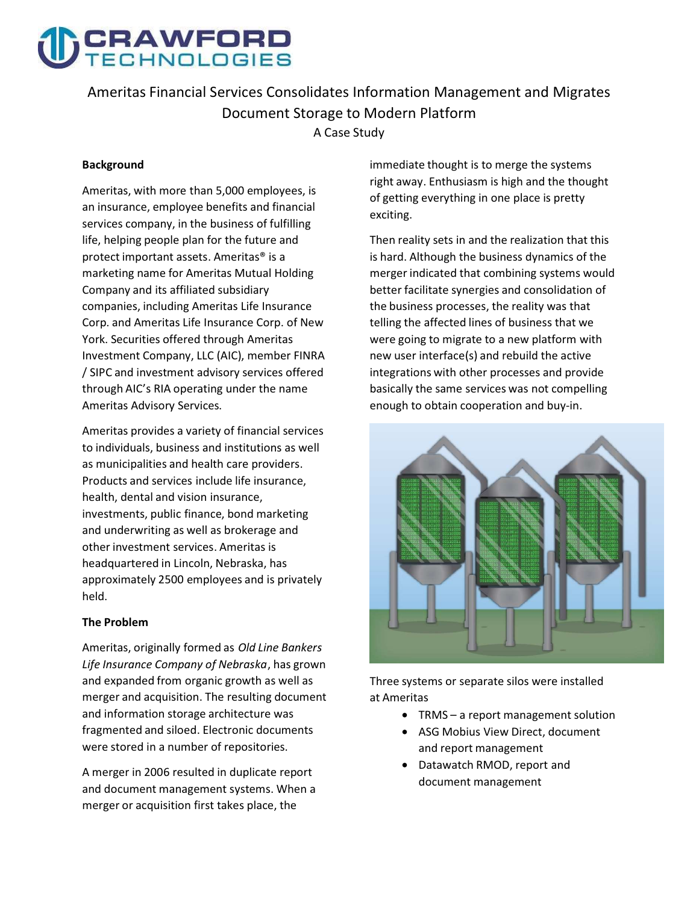# Ameritas Financial Services Consolidates Information Management and Migrates Document Storage to Modern Platform

A Case Study

## Background

Ameritas, with more than 5,000 employees, is an insurance, employee benefits and financial services company, in the business of fulfilling life, helping people plan for the future and protect important assets. Ameritas® is a marketing name for Ameritas Mutual Holding Company and its affiliated subsidiary companies, including Ameritas Life Insurance Corp. and Ameritas Life Insurance Corp. of New York. Securities offered through Ameritas Investment Company, LLC (AIC), member FINRA / SIPC and investment advisory services offered through AIC's RIA operating under the name Ameritas Advisory Services.

Ameritas provides a variety of financial services to individuals, business and institutions as well as municipalities and health care providers. Products and services include life insurance, health, dental and vision insurance, investments, public finance, bond marketing and underwriting as well as brokerage and other investment services. Ameritas is headquartered in Lincoln, Nebraska, has approximately 2500 employees and is privately held.

## The Problem

Ameritas, originally formed as *Old Line Bankers Life Insurance Company of Nebraska*, has grown and expanded from organic growth as well as merger and acquisition. The resulting document and information storage architecture was fragmented and siloed. Electronic documents were stored in a number of repositories.

A merger in 2006 resulted in duplicate report and document management systems. When a merger or acquisition first takes place, the immediate thought is to merge the systems right away. Enthusiasm is high and the thought of getting everything in one place is pretty exciting.

Then reality sets in and the realization that this is hard. Although the business dynamics of the merger indicated that combining systems would better facilitate synergies and consolidation of the business processes, the reality was that telling the affected lines of business that we were going to migrate to a new platform with new user interface(s) and rebuild the active integrations with other processes and provide basically the same services was not compelling enough to obtain cooperation and buy-in.

Three systems or separate silos were installed at Ameritas

- TRMS – a report management solution
- ASG Mobius View Direct, document and report management
- Datawatch RMOD, report and document management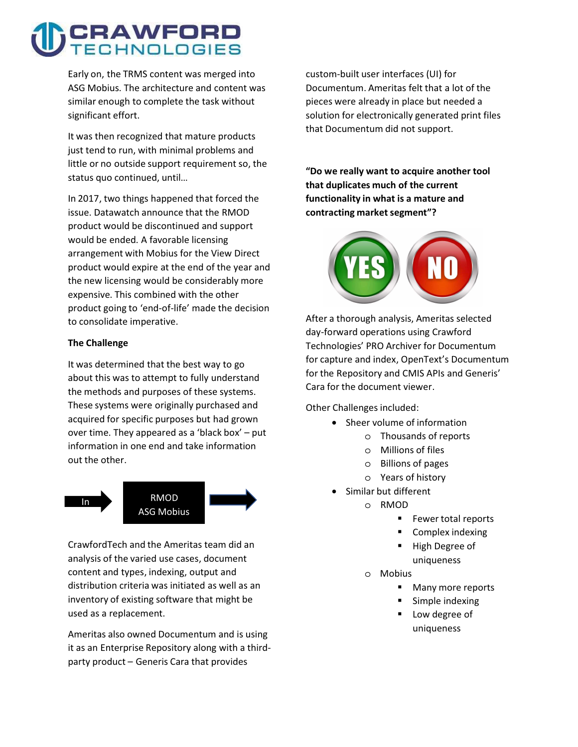Early on, the TRMS content was merged into ASG Mobius. The architecture and content was similar enough to complete the task without significant effort.

It was then recognized that mature products just tend to run, with minimal problems and little or no outside support requirement so, the status quo continued, until…

In 2017, two things happened that forced the issue. Datawatch announce that the RMOD product would be discontinued and support would be ended. A favorable licensing arrangement with Mobius for the View Direct product would expire at the end of the year and the new licensing would be considerably more expensive. This combined with the other product going to 'end-of-life' made the decision to consolidate imperative.

**The Challenge**

It was determined that the best way to go about this was to attempt to fully understand the methods and purposes of these systems. These systems were originally purchased and acquired for specific purposes but had grown over time. They appeared as a 'black box' – put information in one end and take information out the other.

In → RMOD ASG Mobius →

CrawfordTech and the Ameritas team did an analysis of the varied use cases, document content and types, indexing, output and distribution criteria was initiated as well as an inventory of existing software that might be used as a replacement.

Ameritas also owned Documentum and is using it as an Enterprise Repository along with a third-party product – Generis Cara that provides custom-built user interfaces (UI) for Documentum. Ameritas felt that a lot of the pieces were already in place but needed a solution for electronically generated print files that Documentum did not support.

**"Do we really want to acquire another tool that duplicates much of the current functionality in what is a mature and contracting market segment"?**

YES NO

After a thorough analysis, Ameritas selected day-forward operations using Crawford Technologies' PRO Archiver for Documentum for capture and index, OpenText's Documentum for the Repository and CMIS APIs and Generis' Cara for the document viewer.

Other Challenges included:

- Sheer volume of information
  - Thousands of reports
  - Millions of files
  - Billions of pages
  - Years of history
- Similar but different
  - RMOD
    - Fewer total reports
    - Complex indexing
    - High Degree of uniqueness
  - Mobius
    - Many more reports
    - Simple indexing
    - Low degree of uniqueness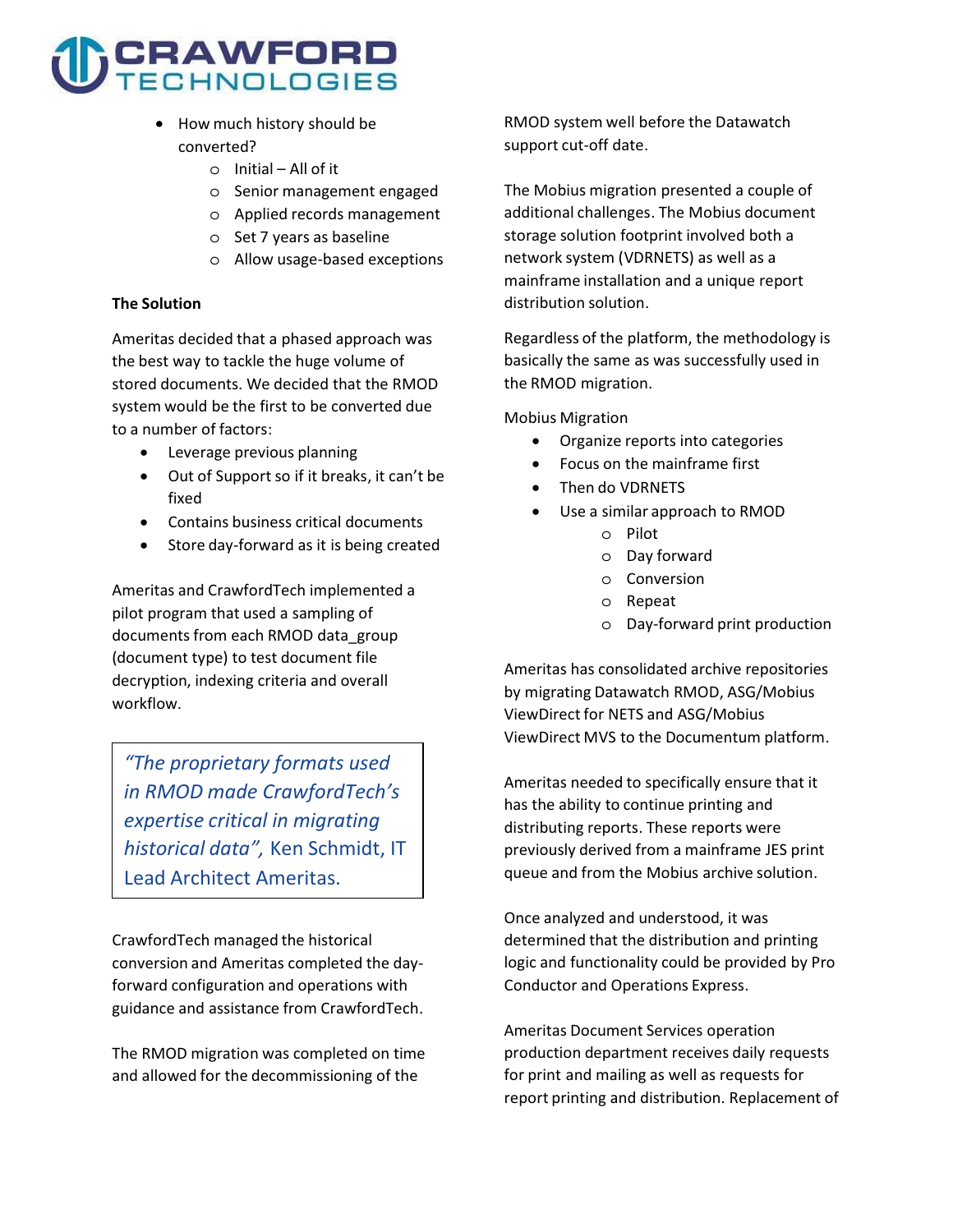- How much history should be converted?
  - Initial – All of it
  - Senior management engaged
  - Applied records management
  - Set 7 years as baseline
  - Allow usage-based exceptions

**The Solution**

Ameritas decided that a phased approach was the best way to tackle the huge volume of stored documents. We decided that the RMOD system would be the first to be converted due to a number of factors:

- Leverage previous planning
- Out of Support so if it breaks, it can't be fixed
- Contains business critical documents
- Store day-forward as it is being created

Ameritas and CrawfordTech implemented a pilot program that used a sampling of documents from each RMOD data_group (document type) to test document file decryption, indexing criteria and overall workflow.

> *"The proprietary formats used in RMOD made CrawfordTech's expertise critical in migrating historical data",* Ken Schmidt, IT Lead Architect Ameritas.

CrawfordTech managed the historical conversion and Ameritas completed the day-forward configuration and operations with guidance and assistance from CrawfordTech.

The RMOD migration was completed on time and allowed for the decommissioning of the RMOD system well before the Datawatch support cut-off date.

The Mobius migration presented a couple of additional challenges. The Mobius document storage solution footprint involved both a network system (VDRNETS) as well as a mainframe installation and a unique report distribution solution.

Regardless of the platform, the methodology is basically the same as was successfully used in the RMOD migration.

Mobius Migration

- Organize reports into categories
- Focus on the mainframe first
- Then do VDRNETS
- Use a similar approach to RMOD
  - Pilot
  - Day forward
  - Conversion
  - Repeat
  - Day-forward print production

Ameritas has consolidated archive repositories by migrating Datawatch RMOD, ASG/Mobius ViewDirect for NETS and ASG/Mobius ViewDirect MVS to the Documentum platform.

Ameritas needed to specifically ensure that it has the ability to continue printing and distributing reports. These reports were previously derived from a mainframe JES print queue and from the Mobius archive solution.

Once analyzed and understood, it was determined that the distribution and printing logic and functionality could be provided by Pro Conductor and Operations Express.

Ameritas Document Services operation production department receives daily requests for print and mailing as well as requests for report printing and distribution. Replacement of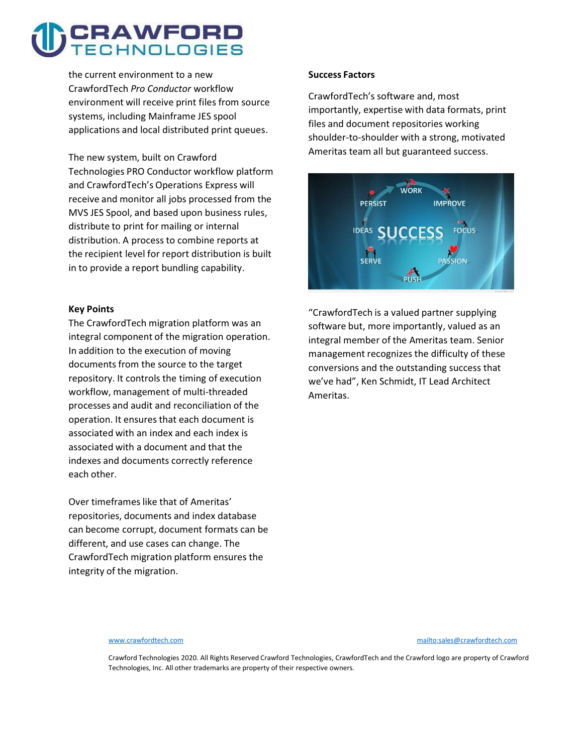the current environment to a new CrawfordTech *Pro Conductor* workflow environment will receive print files from source systems, including Mainframe JES spool applications and local distributed print queues.

The new system, built on Crawford Technologies PRO Conductor workflow platform and CrawfordTech's Operations Express will receive and monitor all jobs processed from the MVS JES Spool, and based upon business rules, distribute to print for mailing or internal distribution. A process to combine reports at the recipient level for report distribution is built in to provide a report bundling capability.

**Key Points**

The CrawfordTech migration platform was an integral component of the migration operation. In addition to the execution of moving documents from the source to the target repository. It controls the timing of execution workflow, management of multi-threaded processes and audit and reconciliation of the operation. It ensures that each document is associated with an index and each index is associated with a document and that the indexes and documents correctly reference each other.

Over timeframes like that of Ameritas' repositories, documents and index database can become corrupt, document formats can be different, and use cases can change. The CrawfordTech migration platform ensures the integrity of the migration.

**Success Factors**

CrawfordTech's software and, most importantly, expertise with data formats, print files and document repositories working shoulder-to-shoulder with a strong, motivated Ameritas team all but guaranteed success.

"CrawfordTech is a valued partner supplying software but, more importantly, valued as an integral member of the Ameritas team. Senior management recognizes the difficulty of these conversions and the outstanding success that we've had", Ken Schmidt, IT Lead Architect Ameritas.

www.crawfordtech.com

mailto:sales@crawfordtech.com

Crawford Technologies 2020. All Rights Reserved Crawford Technologies, CrawfordTech and the Crawford logo are property of Crawford Technologies, Inc. All other trademarks are property of their respective owners.